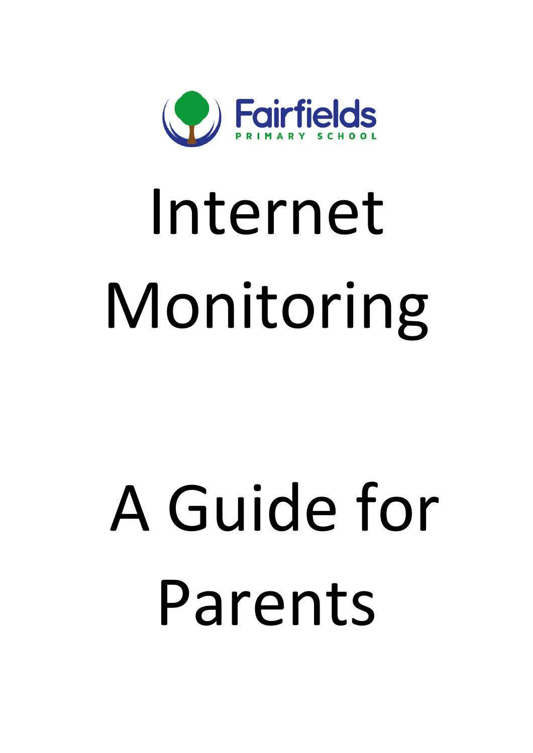Fairfields

PRIMARY SCHOOL

# Internet Monitoring

# A Guide for Parents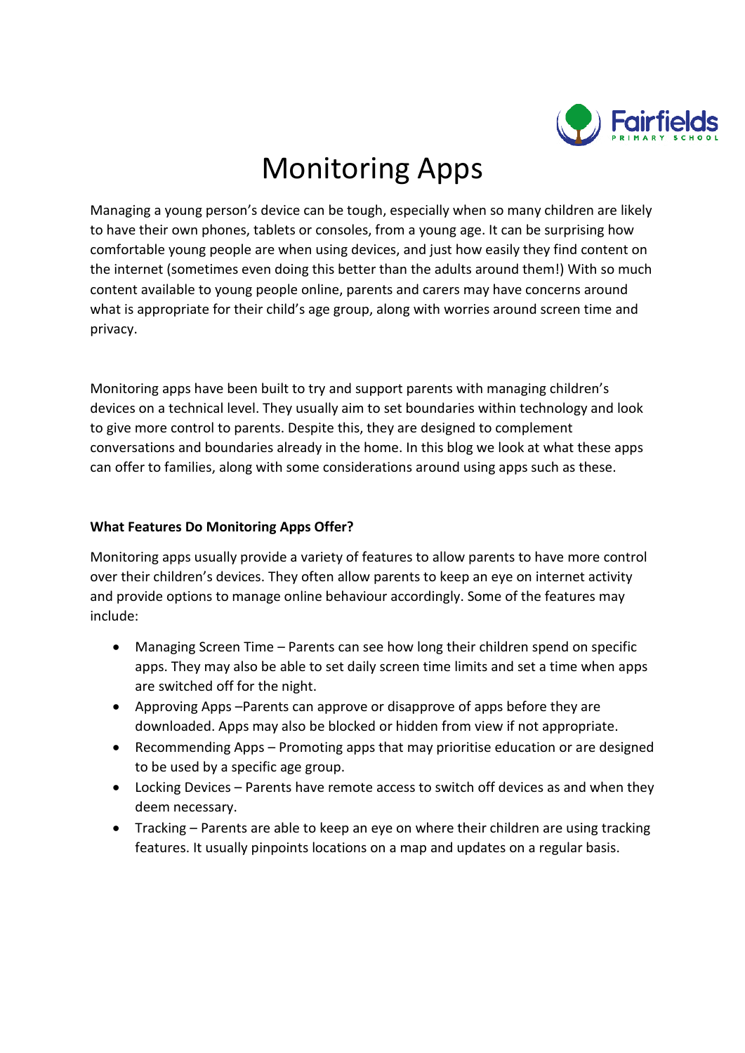# Monitoring Apps

Managing a young person's device can be tough, especially when so many children are likely to have their own phones, tablets or consoles, from a young age. It can be surprising how comfortable young people are when using devices, and just how easily they find content on the internet (sometimes even doing this better than the adults around them!) With so much content available to young people online, parents and carers may have concerns around what is appropriate for their child's age group, along with worries around screen time and privacy.

Monitoring apps have been built to try and support parents with managing children's devices on a technical level. They usually aim to set boundaries within technology and look to give more control to parents. Despite this, they are designed to complement conversations and boundaries already in the home. In this blog we look at what these apps can offer to families, along with some considerations around using apps such as these.

**What Features Do Monitoring Apps Offer?**

Monitoring apps usually provide a variety of features to allow parents to have more control over their children's devices. They often allow parents to keep an eye on internet activity and provide options to manage online behaviour accordingly. Some of the features may include:

- Managing Screen Time – Parents can see how long their children spend on specific apps. They may also be able to set daily screen time limits and set a time when apps are switched off for the night.
- Approving Apps –Parents can approve or disapprove of apps before they are downloaded. Apps may also be blocked or hidden from view if not appropriate.
- Recommending Apps – Promoting apps that may prioritise education or are designed to be used by a specific age group.
- Locking Devices – Parents have remote access to switch off devices as and when they deem necessary.
- Tracking – Parents are able to keep an eye on where their children are using tracking features. It usually pinpoints locations on a map and updates on a regular basis.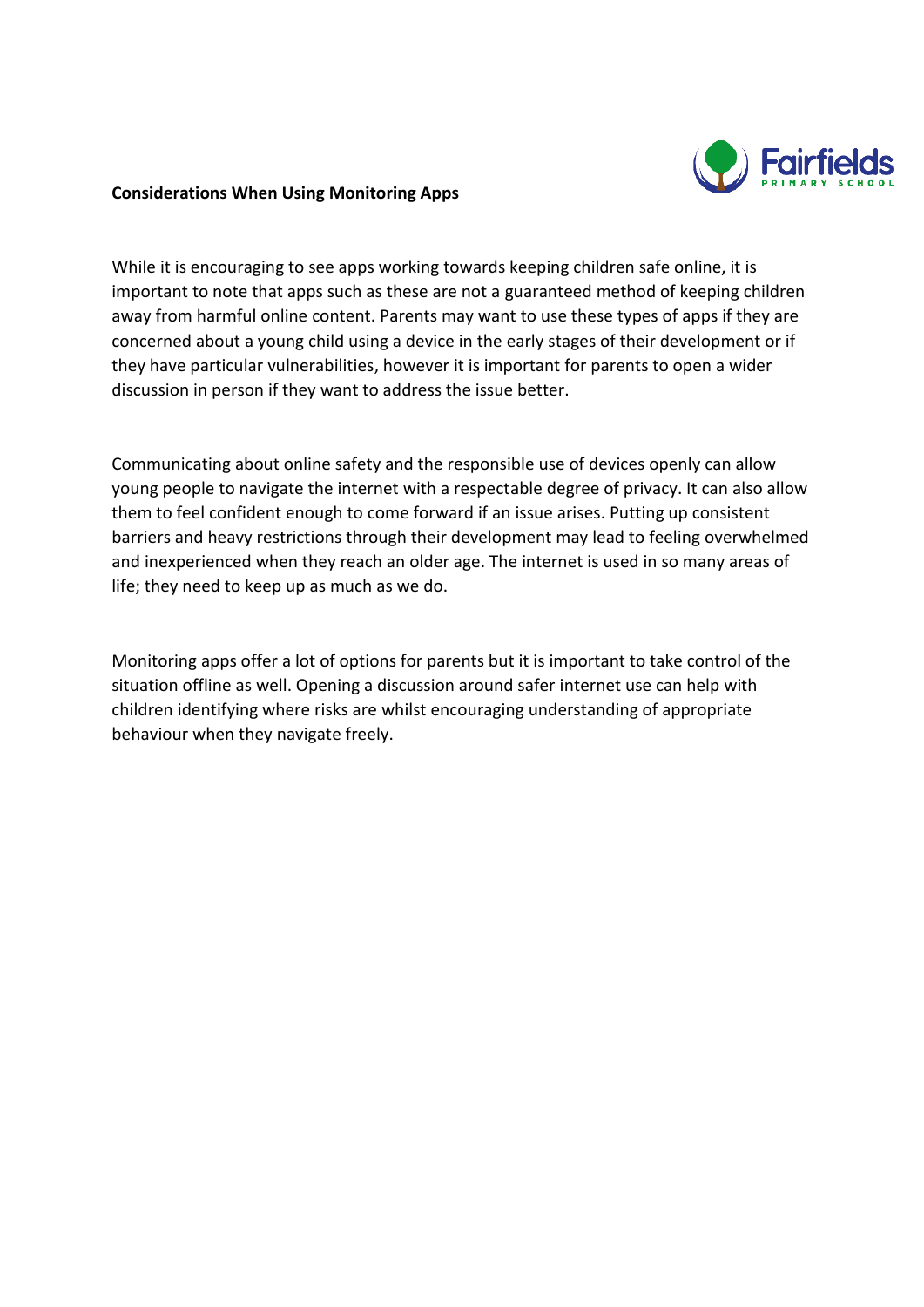**Considerations When Using Monitoring Apps**

While it is encouraging to see apps working towards keeping children safe online, it is important to note that apps such as these are not a guaranteed method of keeping children away from harmful online content. Parents may want to use these types of apps if they are concerned about a young child using a device in the early stages of their development or if they have particular vulnerabilities, however it is important for parents to open a wider discussion in person if they want to address the issue better.

Communicating about online safety and the responsible use of devices openly can allow young people to navigate the internet with a respectable degree of privacy. It can also allow them to feel confident enough to come forward if an issue arises. Putting up consistent barriers and heavy restrictions through their development may lead to feeling overwhelmed and inexperienced when they reach an older age. The internet is used in so many areas of life; they need to keep up as much as we do.

Monitoring apps offer a lot of options for parents but it is important to take control of the situation offline as well. Opening a discussion around safer internet use can help with children identifying where risks are whilst encouraging understanding of appropriate behaviour when they navigate freely.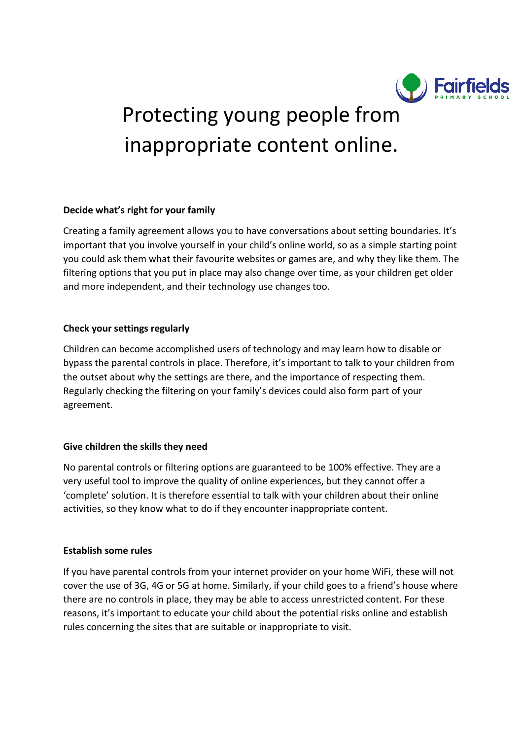# Protecting young people from inappropriate content online.

**Decide what's right for your family**

Creating a family agreement allows you to have conversations about setting boundaries. It's important that you involve yourself in your child's online world, so as a simple starting point you could ask them what their favourite websites or games are, and why they like them. The filtering options that you put in place may also change over time, as your children get older and more independent, and their technology use changes too.

**Check your settings regularly**

Children can become accomplished users of technology and may learn how to disable or bypass the parental controls in place. Therefore, it's important to talk to your children from the outset about why the settings are there, and the importance of respecting them. Regularly checking the filtering on your family's devices could also form part of your agreement.

**Give children the skills they need**

No parental controls or filtering options are guaranteed to be 100% effective. They are a very useful tool to improve the quality of online experiences, but they cannot offer a 'complete' solution. It is therefore essential to talk with your children about their online activities, so they know what to do if they encounter inappropriate content.

**Establish some rules**

If you have parental controls from your internet provider on your home WiFi, these will not cover the use of 3G, 4G or 5G at home. Similarly, if your child goes to a friend's house where there are no controls in place, they may be able to access unrestricted content. For these reasons, it's important to educate your child about the potential risks online and establish rules concerning the sites that are suitable or inappropriate to visit.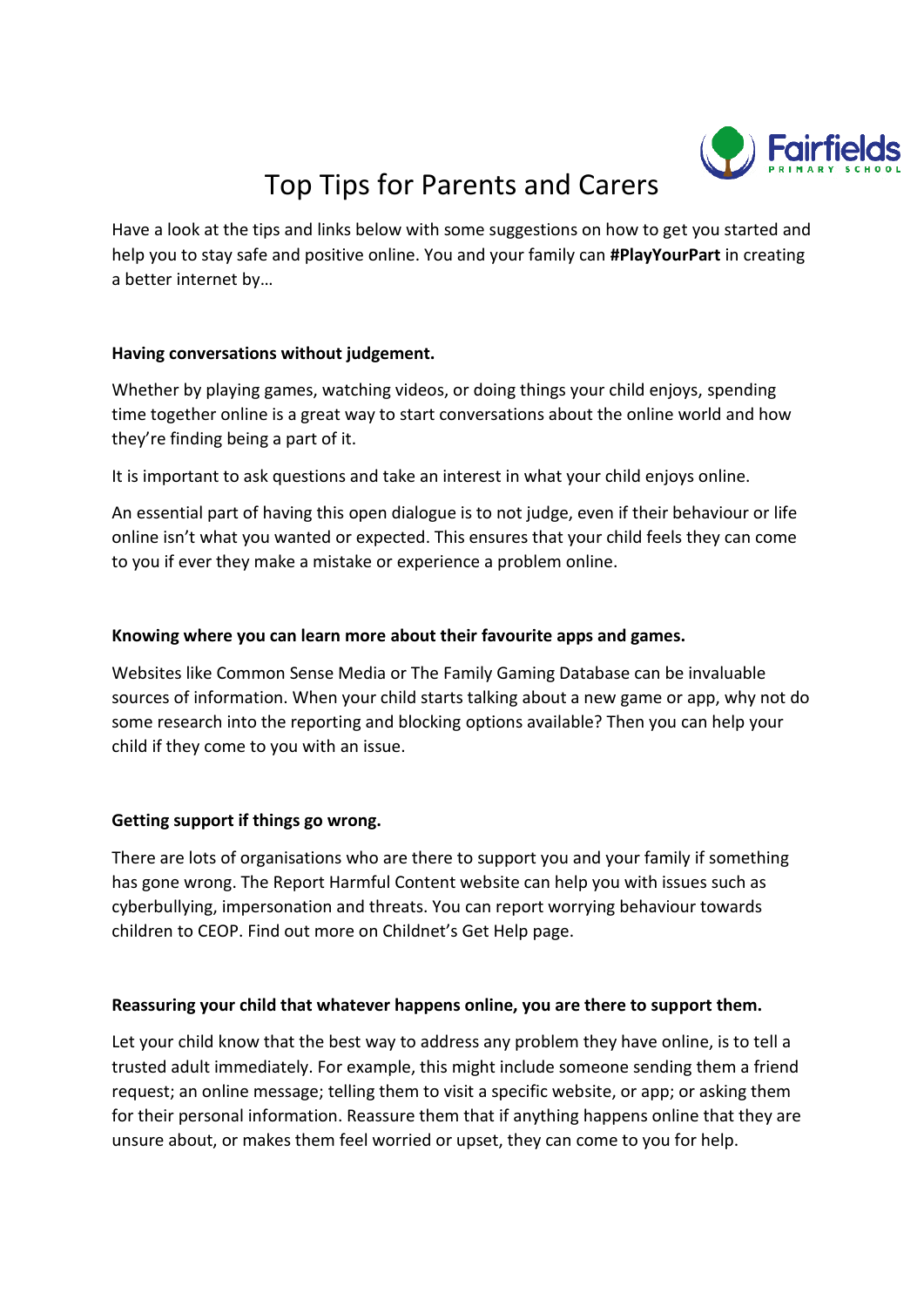# Top Tips for Parents and Carers

Have a look at the tips and links below with some suggestions on how to get you started and help you to stay safe and positive online. You and your family can **#PlayYourPart** in creating a better internet by…

**Having conversations without judgement.**

Whether by playing games, watching videos, or doing things your child enjoys, spending time together online is a great way to start conversations about the online world and how they're finding being a part of it.

It is important to ask questions and take an interest in what your child enjoys online.

An essential part of having this open dialogue is to not judge, even if their behaviour or life online isn't what you wanted or expected. This ensures that your child feels they can come to you if ever they make a mistake or experience a problem online.

**Knowing where you can learn more about their favourite apps and games.**

Websites like Common Sense Media or The Family Gaming Database can be invaluable sources of information. When your child starts talking about a new game or app, why not do some research into the reporting and blocking options available? Then you can help your child if they come to you with an issue.

**Getting support if things go wrong.**

There are lots of organisations who are there to support you and your family if something has gone wrong. The Report Harmful Content website can help you with issues such as cyberbullying, impersonation and threats. You can report worrying behaviour towards children to CEOP. Find out more on Childnet's Get Help page.

**Reassuring your child that whatever happens online, you are there to support them.**

Let your child know that the best way to address any problem they have online, is to tell a trusted adult immediately. For example, this might include someone sending them a friend request; an online message; telling them to visit a specific website, or app; or asking them for their personal information. Reassure them that if anything happens online that they are unsure about, or makes them feel worried or upset, they can come to you for help.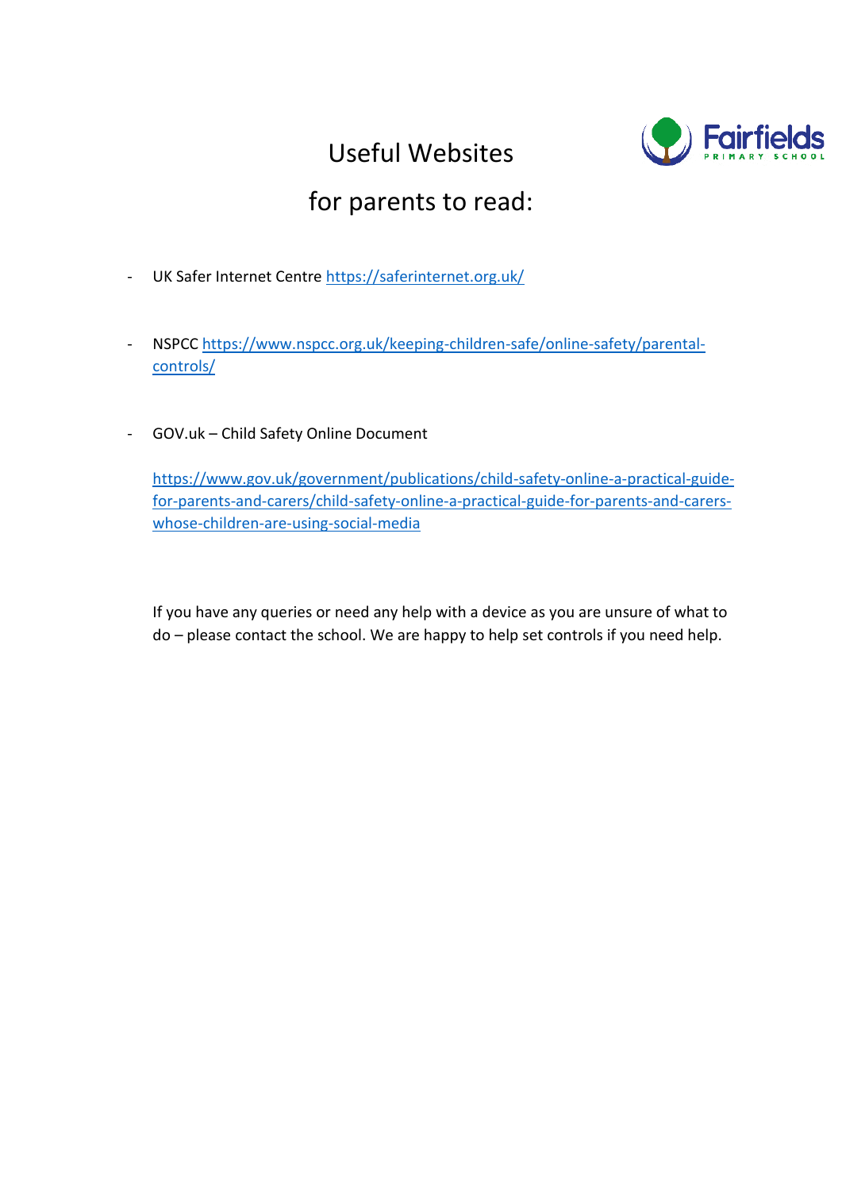# Useful Websites

# for parents to read:

- UK Safer Internet Centre https://saferinternet.org.uk/
- NSPCC https://www.nspcc.org.uk/keeping-children-safe/online-safety/parental-controls/
- GOV.uk – Child Safety Online Document

  https://www.gov.uk/government/publications/child-safety-online-a-practical-guide-for-parents-and-carers/child-safety-online-a-practical-guide-for-parents-and-carers-whose-children-are-using-social-media

If you have any queries or need any help with a device as you are unsure of what to do – please contact the school. We are happy to help set controls if you need help.